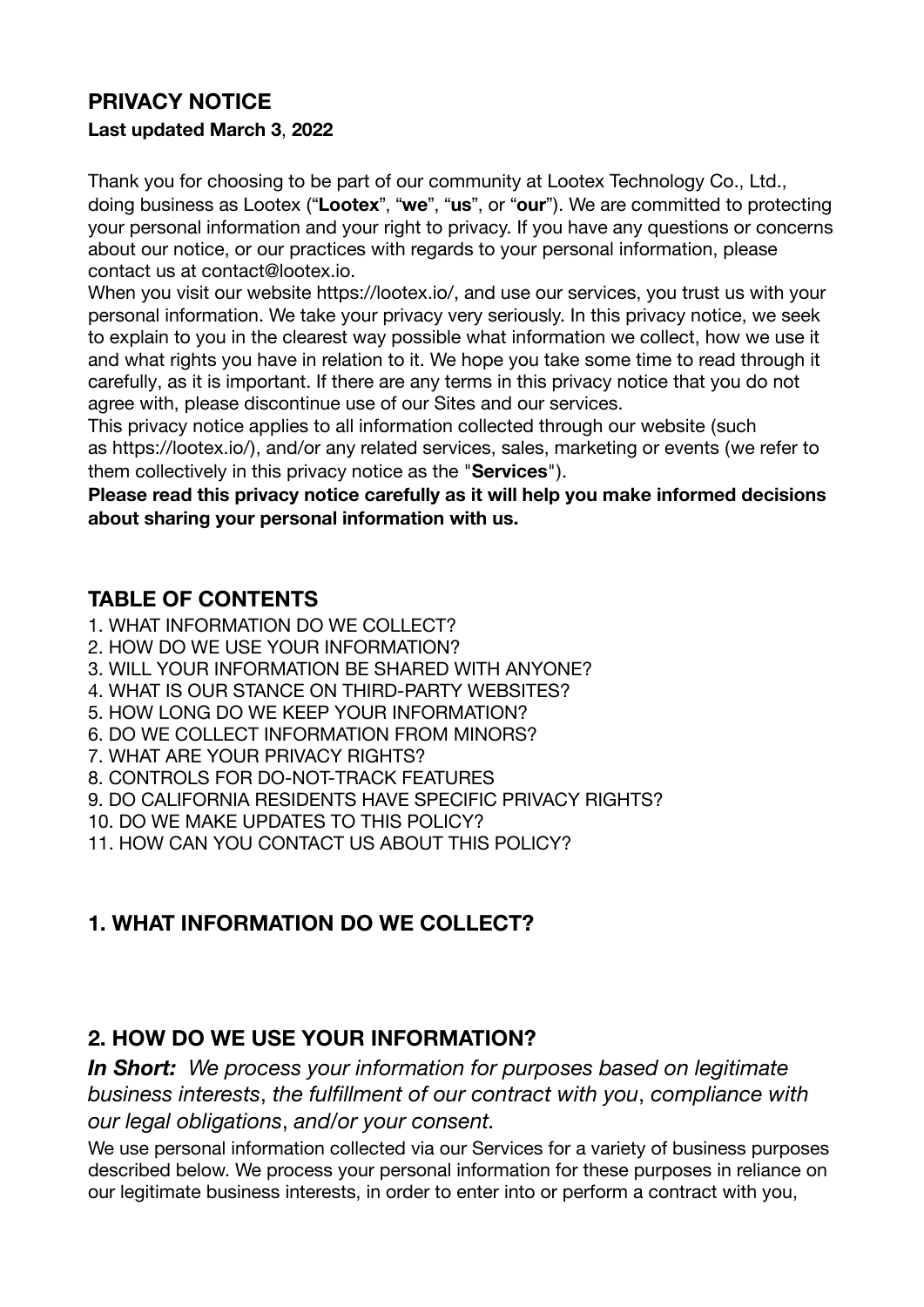## PRIVACY NOTICE

**Last updated March 3, 2022**

Thank you for choosing to be part of our community at Lootex Technology Co., Ltd., doing business as Lootex ("**Lootex**", "**we**", "**us**", or "**our**"). We are committed to protecting your personal information and your right to privacy. If you have any questions or concerns about our notice, or our practices with regards to your personal information, please contact us at contact@lootex.io.

When you visit our website https://lootex.io/, and use our services, you trust us with your personal information. We take your privacy very seriously. In this privacy notice, we seek to explain to you in the clearest way possible what information we collect, how we use it and what rights you have in relation to it. We hope you take some time to read through it carefully, as it is important. If there are any terms in this privacy notice that you do not agree with, please discontinue use of our Sites and our services.

This privacy notice applies to all information collected through our website (such as https://lootex.io/), and/or any related services, sales, marketing or events (we refer to them collectively in this privacy notice as the "**Services**").

**Please read this privacy notice carefully as it will help you make informed decisions about sharing your personal information with us.**

## TABLE OF CONTENTS

1. WHAT INFORMATION DO WE COLLECT?
2. HOW DO WE USE YOUR INFORMATION?
3. WILL YOUR INFORMATION BE SHARED WITH ANYONE?
4. WHAT IS OUR STANCE ON THIRD-PARTY WEBSITES?
5. HOW LONG DO WE KEEP YOUR INFORMATION?
6. DO WE COLLECT INFORMATION FROM MINORS?
7. WHAT ARE YOUR PRIVACY RIGHTS?
8. CONTROLS FOR DO-NOT-TRACK FEATURES
9. DO CALIFORNIA RESIDENTS HAVE SPECIFIC PRIVACY RIGHTS?
10. DO WE MAKE UPDATES TO THIS POLICY?
11. HOW CAN YOU CONTACT US ABOUT THIS POLICY?

## 1. WHAT INFORMATION DO WE COLLECT?

## 2. HOW DO WE USE YOUR INFORMATION?

***In Short:*** *We process your information for purposes based on legitimate business interests, the fulfillment of our contract with you, compliance with our legal obligations, and/or your consent.*

We use personal information collected via our Services for a variety of business purposes described below. We process your personal information for these purposes in reliance on our legitimate business interests, in order to enter into or perform a contract with you,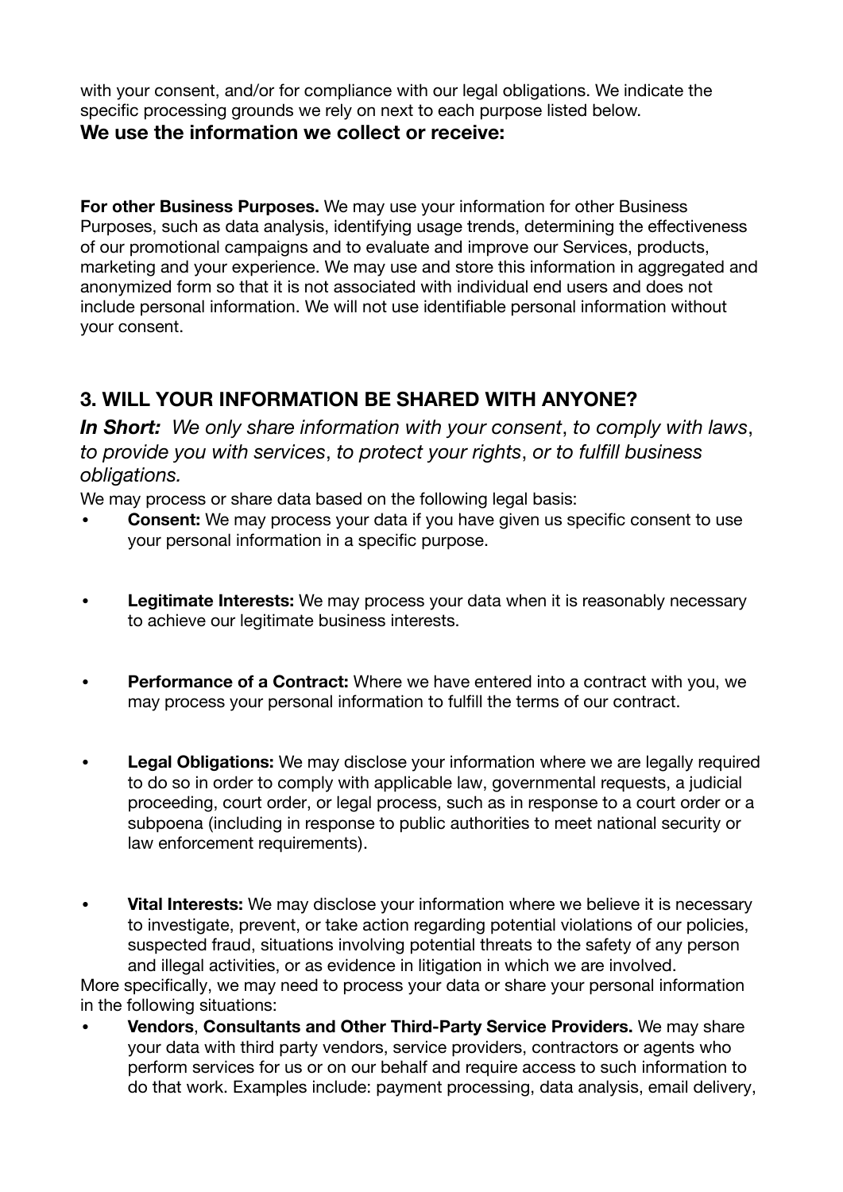with your consent, and/or for compliance with our legal obligations. We indicate the specific processing grounds we rely on next to each purpose listed below.

**We use the information we collect or receive:**

**For other Business Purposes.** We may use your information for other Business Purposes, such as data analysis, identifying usage trends, determining the effectiveness of our promotional campaigns and to evaluate and improve our Services, products, marketing and your experience. We may use and store this information in aggregated and anonymized form so that it is not associated with individual end users and does not include personal information. We will not use identifiable personal information without your consent.

## 3. WILL YOUR INFORMATION BE SHARED WITH ANYONE?

***In Short:*** *We only share information with your consent, to comply with laws, to provide you with services, to protect your rights, or to fulfill business obligations.*

We may process or share data based on the following legal basis:

- **Consent:** We may process your data if you have given us specific consent to use your personal information in a specific purpose.
- **Legitimate Interests:** We may process your data when it is reasonably necessary to achieve our legitimate business interests.
- **Performance of a Contract:** Where we have entered into a contract with you, we may process your personal information to fulfill the terms of our contract.
- **Legal Obligations:** We may disclose your information where we are legally required to do so in order to comply with applicable law, governmental requests, a judicial proceeding, court order, or legal process, such as in response to a court order or a subpoena (including in response to public authorities to meet national security or law enforcement requirements).
- **Vital Interests:** We may disclose your information where we believe it is necessary to investigate, prevent, or take action regarding potential violations of our policies, suspected fraud, situations involving potential threats to the safety of any person and illegal activities, or as evidence in litigation in which we are involved.

More specifically, we may need to process your data or share your personal information in the following situations:

- **Vendors**, **Consultants and Other Third-Party Service Providers.** We may share your data with third party vendors, service providers, contractors or agents who perform services for us or on our behalf and require access to such information to do that work. Examples include: payment processing, data analysis, email delivery,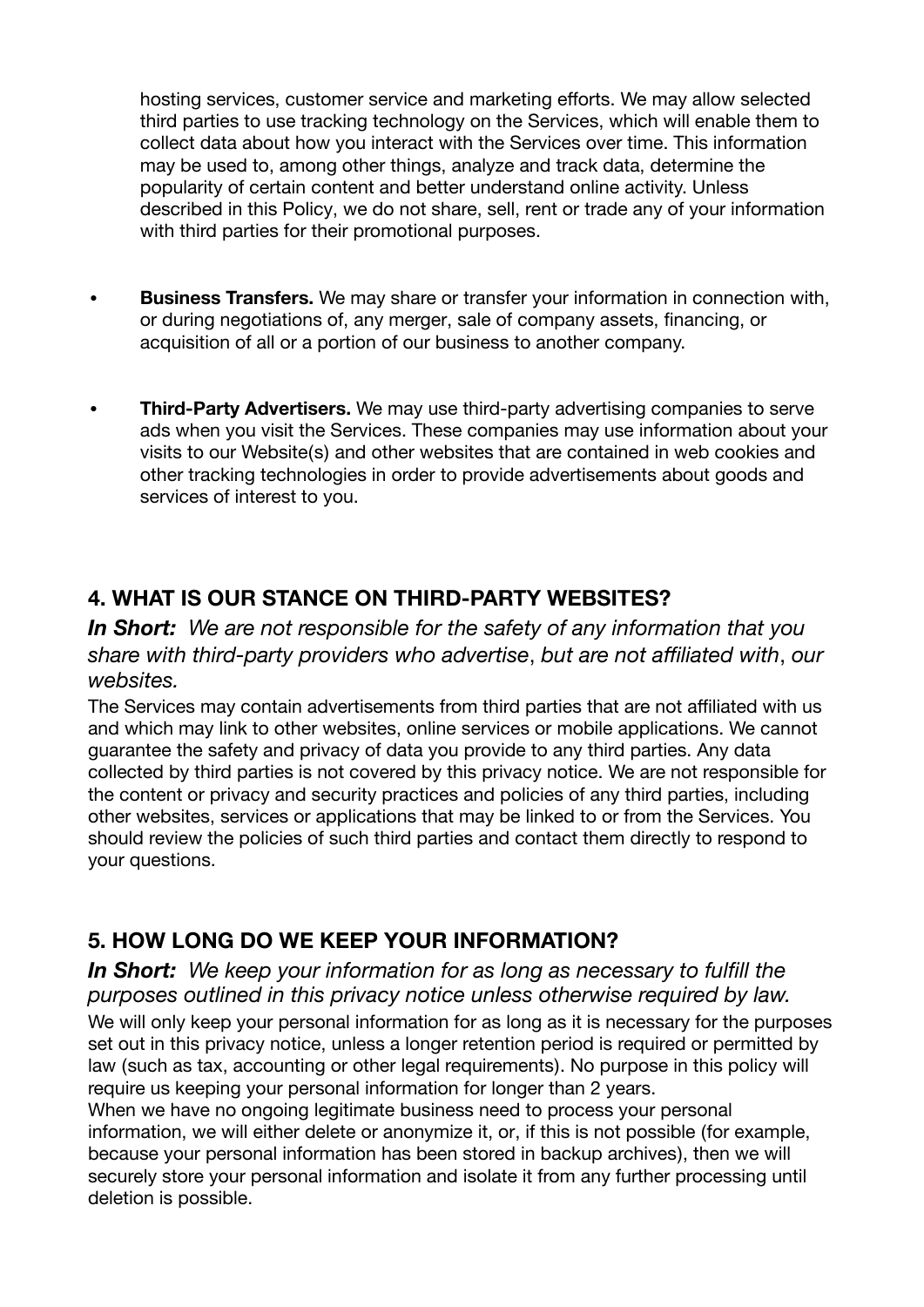hosting services, customer service and marketing efforts. We may allow selected third parties to use tracking technology on the Services, which will enable them to collect data about how you interact with the Services over time. This information may be used to, among other things, analyze and track data, determine the popularity of certain content and better understand online activity. Unless described in this Policy, we do not share, sell, rent or trade any of your information with third parties for their promotional purposes.

- **Business Transfers.** We may share or transfer your information in connection with, or during negotiations of, any merger, sale of company assets, financing, or acquisition of all or a portion of our business to another company.

- **Third-Party Advertisers.** We may use third-party advertising companies to serve ads when you visit the Services. These companies may use information about your visits to our Website(s) and other websites that are contained in web cookies and other tracking technologies in order to provide advertisements about goods and services of interest to you.

## 4. WHAT IS OUR STANCE ON THIRD-PARTY WEBSITES?

***In Short:*** *We are not responsible for the safety of any information that you share with third-party providers who advertise, but are not affiliated with, our websites.*

The Services may contain advertisements from third parties that are not affiliated with us and which may link to other websites, online services or mobile applications. We cannot guarantee the safety and privacy of data you provide to any third parties. Any data collected by third parties is not covered by this privacy notice. We are not responsible for the content or privacy and security practices and policies of any third parties, including other websites, services or applications that may be linked to or from the Services. You should review the policies of such third parties and contact them directly to respond to your questions.

## 5. HOW LONG DO WE KEEP YOUR INFORMATION?

***In Short:*** *We keep your information for as long as necessary to fulfill the purposes outlined in this privacy notice unless otherwise required by law.*

We will only keep your personal information for as long as it is necessary for the purposes set out in this privacy notice, unless a longer retention period is required or permitted by law (such as tax, accounting or other legal requirements). No purpose in this policy will require us keeping your personal information for longer than 2 years.
When we have no ongoing legitimate business need to process your personal information, we will either delete or anonymize it, or, if this is not possible (for example, because your personal information has been stored in backup archives), then we will securely store your personal information and isolate it from any further processing until deletion is possible.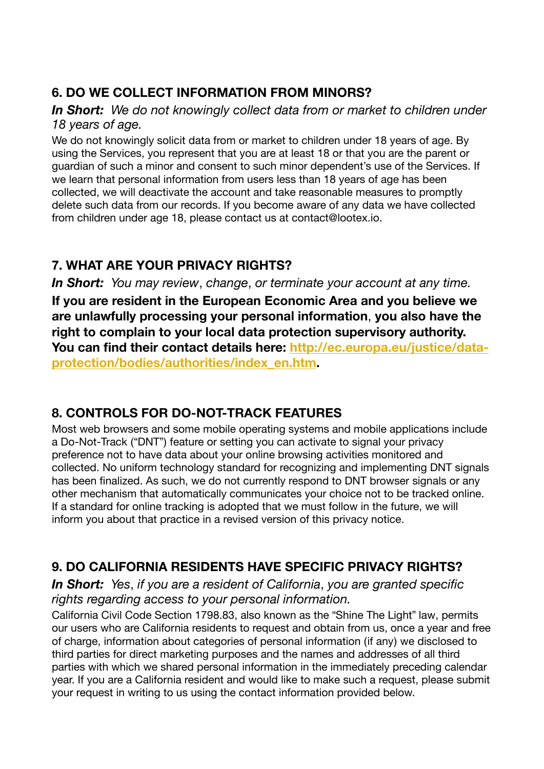## 6. DO WE COLLECT INFORMATION FROM MINORS?

***In Short:*** *We do not knowingly collect data from or market to children under 18 years of age.*

We do not knowingly solicit data from or market to children under 18 years of age. By using the Services, you represent that you are at least 18 or that you are the parent or guardian of such a minor and consent to such minor dependent's use of the Services. If we learn that personal information from users less than 18 years of age has been collected, we will deactivate the account and take reasonable measures to promptly delete such data from our records. If you become aware of any data we have collected from children under age 18, please contact us at contact@lootex.io.

## 7. WHAT ARE YOUR PRIVACY RIGHTS?

***In Short:*** *You may review, change, or terminate your account at any time.*

**If you are resident in the European Economic Area and you believe we are unlawfully processing your personal information, you also have the right to complain to your local data protection supervisory authority. You can find their contact details here: [http://ec.europa.eu/justice/data-protection/bodies/authorities/index_en.htm](http://ec.europa.eu/justice/data-protection/bodies/authorities/index_en.htm).**

## 8. CONTROLS FOR DO-NOT-TRACK FEATURES

Most web browsers and some mobile operating systems and mobile applications include a Do-Not-Track ("DNT") feature or setting you can activate to signal your privacy preference not to have data about your online browsing activities monitored and collected. No uniform technology standard for recognizing and implementing DNT signals has been finalized. As such, we do not currently respond to DNT browser signals or any other mechanism that automatically communicates your choice not to be tracked online. If a standard for online tracking is adopted that we must follow in the future, we will inform you about that practice in a revised version of this privacy notice.

## 9. DO CALIFORNIA RESIDENTS HAVE SPECIFIC PRIVACY RIGHTS?

***In Short:*** *Yes, if you are a resident of California, you are granted specific rights regarding access to your personal information.*

California Civil Code Section 1798.83, also known as the "Shine The Light" law, permits our users who are California residents to request and obtain from us, once a year and free of charge, information about categories of personal information (if any) we disclosed to third parties for direct marketing purposes and the names and addresses of all third parties with which we shared personal information in the immediately preceding calendar year. If you are a California resident and would like to make such a request, please submit your request in writing to us using the contact information provided below.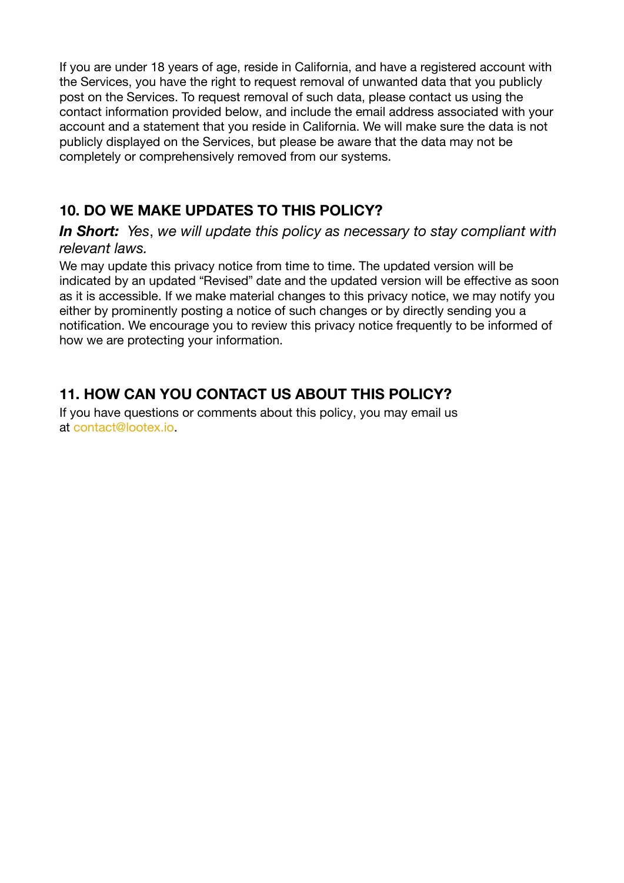If you are under 18 years of age, reside in California, and have a registered account with the Services, you have the right to request removal of unwanted data that you publicly post on the Services. To request removal of such data, please contact us using the contact information provided below, and include the email address associated with your account and a statement that you reside in California. We will make sure the data is not publicly displayed on the Services, but please be aware that the data may not be completely or comprehensively removed from our systems.

## 10. DO WE MAKE UPDATES TO THIS POLICY?

***In Short:*** *Yes, we will update this policy as necessary to stay compliant with relevant laws.*

We may update this privacy notice from time to time. The updated version will be indicated by an updated "Revised" date and the updated version will be effective as soon as it is accessible. If we make material changes to this privacy notice, we may notify you either by prominently posting a notice of such changes or by directly sending you a notification. We encourage you to review this privacy notice frequently to be informed of how we are protecting your information.

## 11. HOW CAN YOU CONTACT US ABOUT THIS POLICY?

If you have questions or comments about this policy, you may email us at contact@lootex.io.